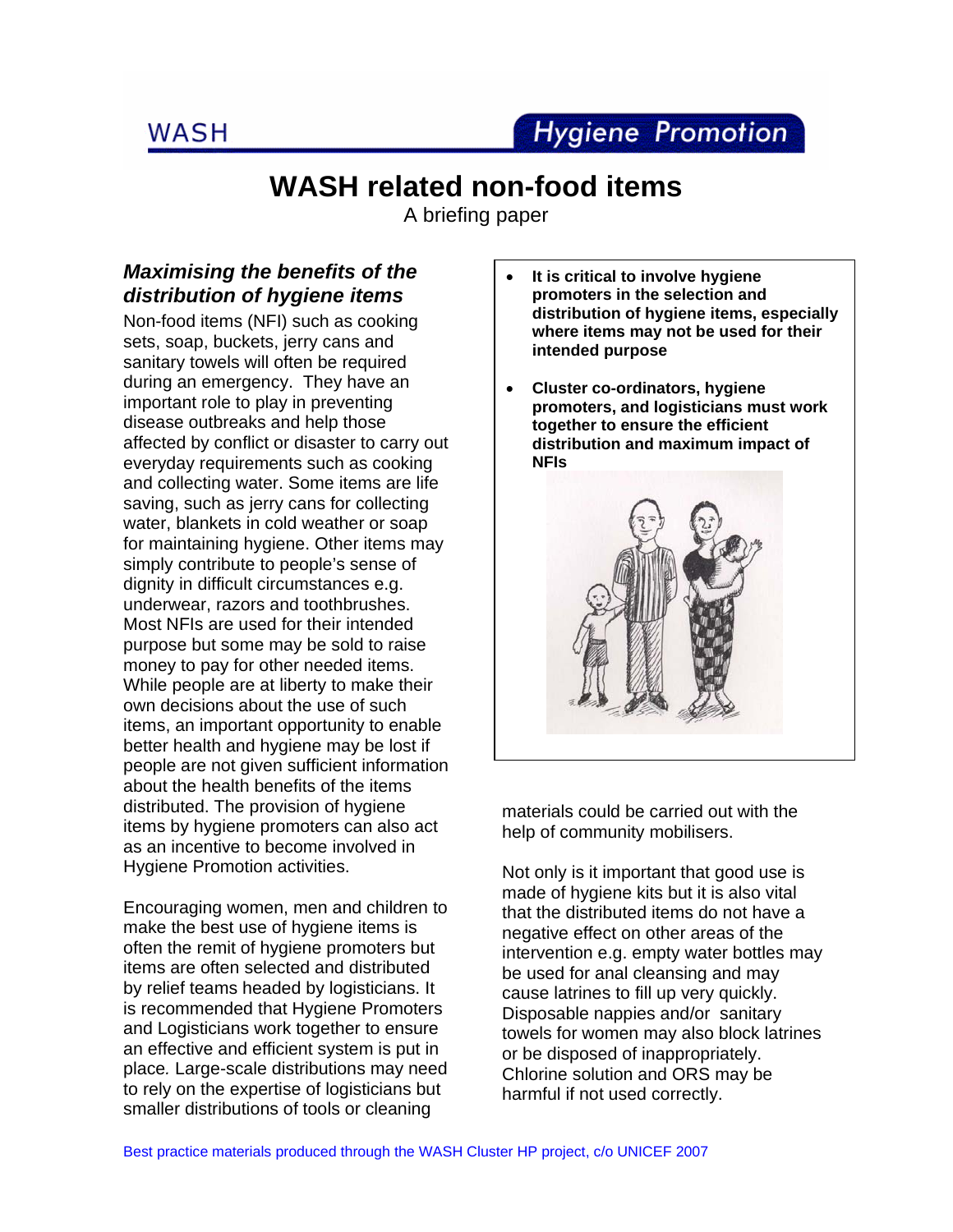WASH — Hygiene Promotion

# WASH related non-food items

A briefing paper

## *Maximising the benefits of the distribution of hygiene items*

Non-food items (NFI) such as cooking sets, soap, buckets, jerry cans and sanitary towels will often be required during an emergency. They have an important role to play in preventing disease outbreaks and help those affected by conflict or disaster to carry out everyday requirements such as cooking and collecting water. Some items are life saving, such as jerry cans for collecting water, blankets in cold weather or soap for maintaining hygiene. Other items may simply contribute to people's sense of dignity in difficult circumstances e.g. underwear, razors and toothbrushes. Most NFIs are used for their intended purpose but some may be sold to raise money to pay for other needed items. While people are at liberty to make their own decisions about the use of such items, an important opportunity to enable better health and hygiene may be lost if people are not given sufficient information about the health benefits of the items distributed. The provision of hygiene items by hygiene promoters can also act as an incentive to become involved in Hygiene Promotion activities.

Encouraging women, men and children to make the best use of hygiene items is often the remit of hygiene promoters but items are often selected and distributed by relief teams headed by logisticians. It is recommended that Hygiene Promoters and Logisticians work together to ensure an effective and efficient system is put in place. Large-scale distributions may need to rely on the expertise of logisticians but smaller distributions of tools or cleaning materials could be carried out with the help of community mobilisers.

- **It is critical to involve hygiene promoters in the selection and distribution of hygiene items, especially where items may not be used for their intended purpose**
- **Cluster co-ordinators, hygiene promoters, and logisticians must work together to ensure the efficient distribution and maximum impact of NFIs**

Not only is it important that good use is made of hygiene kits but it is also vital that the distributed items do not have a negative effect on other areas of the intervention e.g. empty water bottles may be used for anal cleansing and may cause latrines to fill up very quickly. Disposable nappies and/or sanitary towels for women may also block latrines or be disposed of inappropriately. Chlorine solution and ORS may be harmful if not used correctly.

Best practice materials produced through the WASH Cluster HP project, c/o UNICEF 2007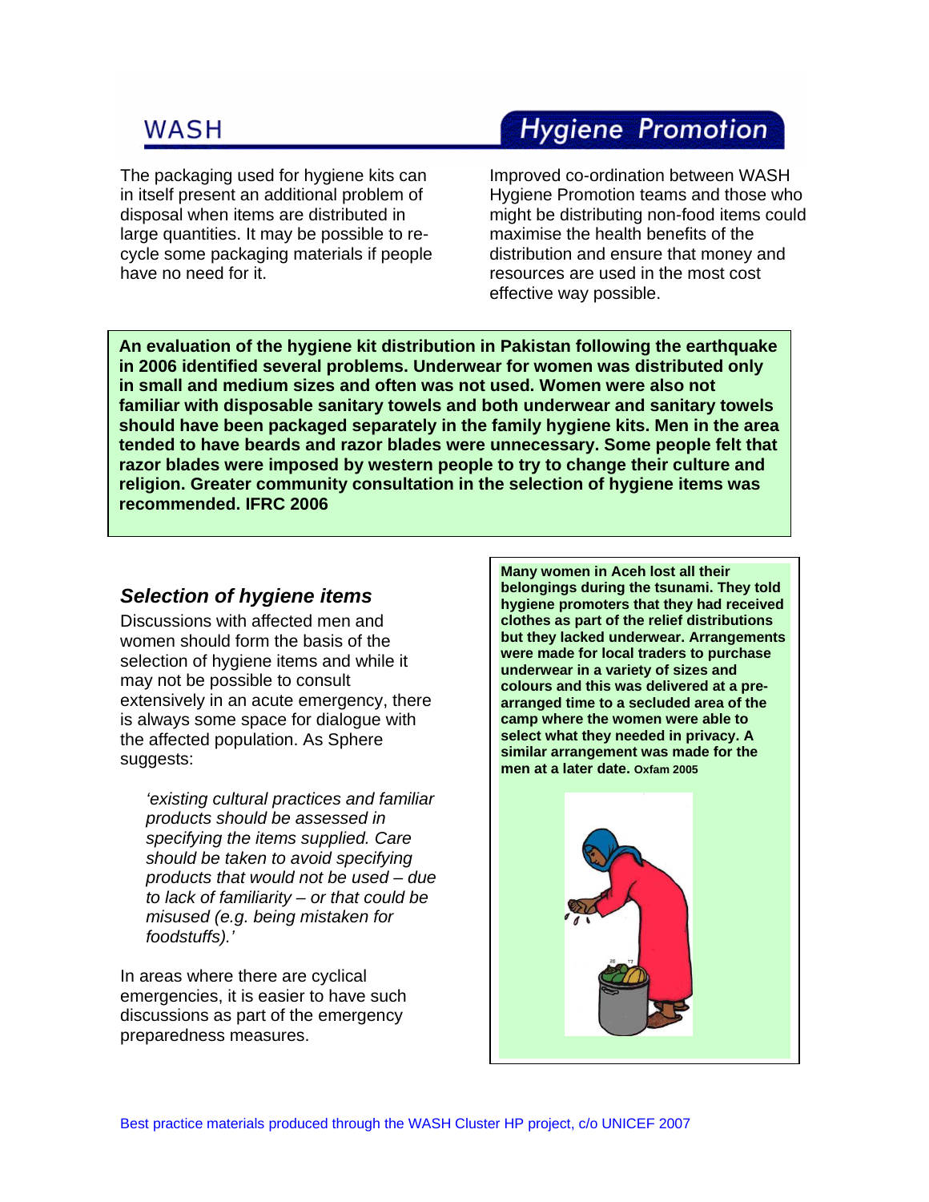The packaging used for hygiene kits can in itself present an additional problem of disposal when items are distributed in large quantities. It may be possible to re-cycle some packaging materials if people have no need for it.

Improved co-ordination between WASH Hygiene Promotion teams and those who might be distributing non-food items could maximise the health benefits of the distribution and ensure that money and resources are used in the most cost effective way possible.

**An evaluation of the hygiene kit distribution in Pakistan following the earthquake in 2006 identified several problems. Underwear for women was distributed only in small and medium sizes and often was not used. Women were also not familiar with disposable sanitary towels and both underwear and sanitary towels should have been packaged separately in the family hygiene kits. Men in the area tended to have beards and razor blades were unnecessary. Some people felt that razor blades were imposed by western people to try to change their culture and religion. Greater community consultation in the selection of hygiene items was recommended. IFRC 2006**

### *Selection of hygiene items*

Discussions with affected men and women should form the basis of the selection of hygiene items and while it may not be possible to consult extensively in an acute emergency, there is always some space for dialogue with the affected population. As Sphere suggests:

> *'existing cultural practices and familiar products should be assessed in specifying the items supplied. Care should be taken to avoid specifying products that would not be used – due to lack of familiarity – or that could be misused (e.g. being mistaken for foodstuffs).'*

In areas where there are cyclical emergencies, it is easier to have such discussions as part of the emergency preparedness measures.

**Many women in Aceh lost all their belongings during the tsunami. They told hygiene promoters that they had received clothes as part of the relief distributions but they lacked underwear. Arrangements were made for local traders to purchase underwear in a variety of sizes and colours and this was delivered at a pre-arranged time to a secluded area of the camp where the women were able to select what they needed in privacy. A similar arrangement was made for the men at a later date.** **Oxfam 2005**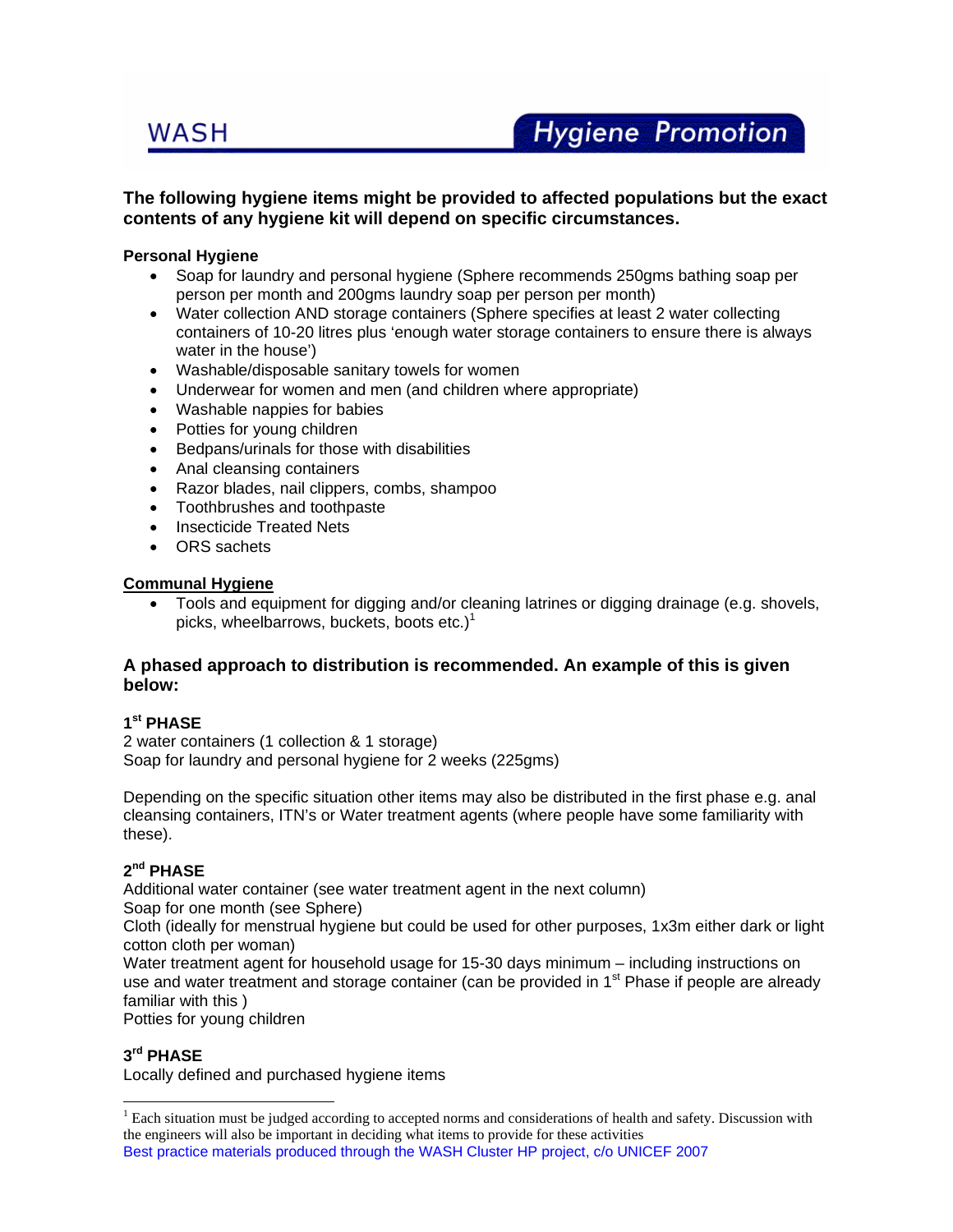**The following hygiene items might be provided to affected populations but the exact contents of any hygiene kit will depend on specific circumstances.**

**Personal Hygiene**

- Soap for laundry and personal hygiene (Sphere recommends 250gms bathing soap per person per month and 200gms laundry soap per person per month)
- Water collection AND storage containers (Sphere specifies at least 2 water collecting containers of 10-20 litres plus 'enough water storage containers to ensure there is always water in the house')
- Washable/disposable sanitary towels for women
- Underwear for women and men (and children where appropriate)
- Washable nappies for babies
- Potties for young children
- Bedpans/urinals for those with disabilities
- Anal cleansing containers
- Razor blades, nail clippers, combs, shampoo
- Toothbrushes and toothpaste
- Insecticide Treated Nets
- ORS sachets

**Communal Hygiene**

- Tools and equipment for digging and/or cleaning latrines or digging drainage (e.g. shovels, picks, wheelbarrows, buckets, boots etc.)[1]

**A phased approach to distribution is recommended. An example of this is given below:**

**1st PHASE**

2 water containers (1 collection & 1 storage)
Soap for laundry and personal hygiene for 2 weeks (225gms)

Depending on the specific situation other items may also be distributed in the first phase e.g. anal cleansing containers, ITN's or Water treatment agents (where people have some familiarity with these).

**2nd PHASE**

Additional water container (see water treatment agent in the next column)
Soap for one month (see Sphere)
Cloth (ideally for menstrual hygiene but could be used for other purposes, 1x3m either dark or light cotton cloth per woman)
Water treatment agent for household usage for 15-30 days minimum – including instructions on use and water treatment and storage container (can be provided in 1st Phase if people are already familiar with this )
Potties for young children

**3rd PHASE**

Locally defined and purchased hygiene items

---

[1] Each situation must be judged according to accepted norms and considerations of health and safety. Discussion with the engineers will also be important in deciding what items to provide for these activities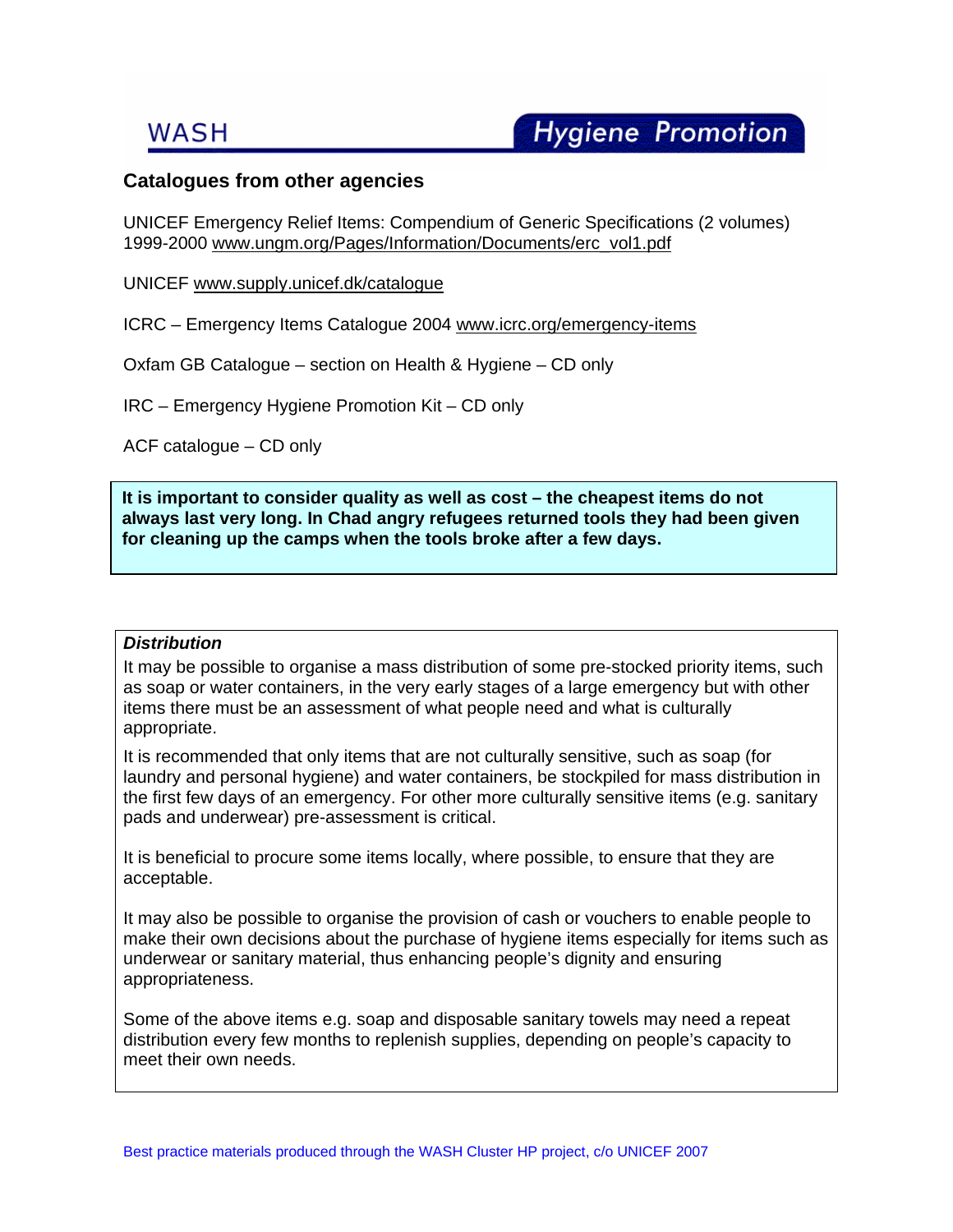## Catalogues from other agencies

UNICEF Emergency Relief Items: Compendium of Generic Specifications (2 volumes) 1999-2000 www.ungm.org/Pages/Information/Documents/erc_vol1.pdf

UNICEF www.supply.unicef.dk/catalogue

ICRC – Emergency Items Catalogue 2004 www.icrc.org/emergency-items

Oxfam GB Catalogue – section on Health & Hygiene – CD only

IRC – Emergency Hygiene Promotion Kit – CD only

ACF catalogue – CD only

**It is important to consider quality as well as cost – the cheapest items do not always last very long. In Chad angry refugees returned tools they had been given for cleaning up the camps when the tools broke after a few days.**

***Distribution***

It may be possible to organise a mass distribution of some pre-stocked priority items, such as soap or water containers, in the very early stages of a large emergency but with other items there must be an assessment of what people need and what is culturally appropriate.

It is recommended that only items that are not culturally sensitive, such as soap (for laundry and personal hygiene) and water containers, be stockpiled for mass distribution in the first few days of an emergency. For other more culturally sensitive items (e.g. sanitary pads and underwear) pre-assessment is critical.

It is beneficial to procure some items locally, where possible, to ensure that they are acceptable.

It may also be possible to organise the provision of cash or vouchers to enable people to make their own decisions about the purchase of hygiene items especially for items such as underwear or sanitary material, thus enhancing people's dignity and ensuring appropriateness.

Some of the above items e.g. soap and disposable sanitary towels may need a repeat distribution every few months to replenish supplies, depending on people's capacity to meet their own needs.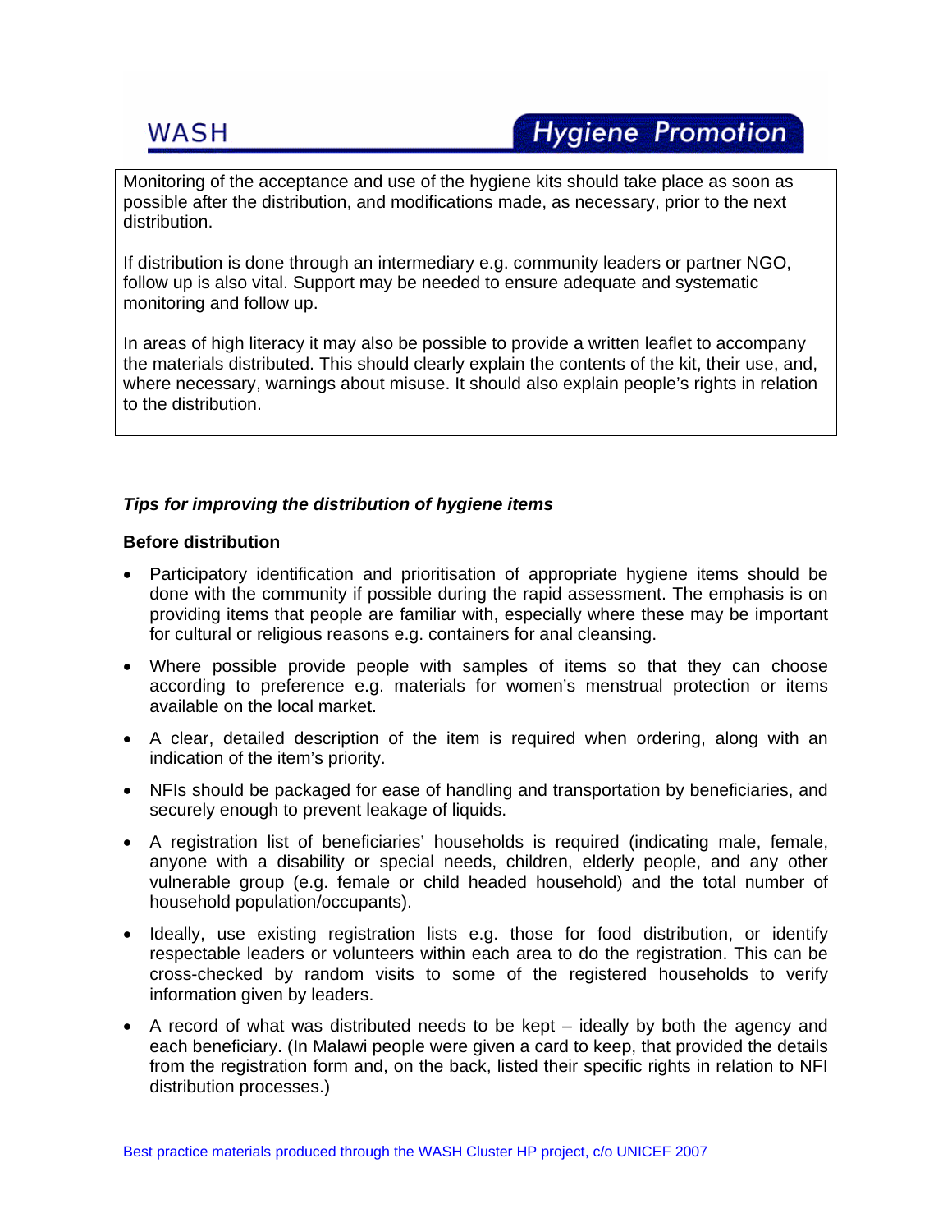Monitoring of the acceptance and use of the hygiene kits should take place as soon as possible after the distribution, and modifications made, as necessary, prior to the next distribution.

If distribution is done through an intermediary e.g. community leaders or partner NGO, follow up is also vital. Support may be needed to ensure adequate and systematic monitoring and follow up.

In areas of high literacy it may also be possible to provide a written leaflet to accompany the materials distributed. This should clearly explain the contents of the kit, their use, and, where necessary, warnings about misuse. It should also explain people's rights in relation to the distribution.

### *Tips for improving the distribution of hygiene items*

#### Before distribution

- Participatory identification and prioritisation of appropriate hygiene items should be done with the community if possible during the rapid assessment. The emphasis is on providing items that people are familiar with, especially where these may be important for cultural or religious reasons e.g. containers for anal cleansing.
- Where possible provide people with samples of items so that they can choose according to preference e.g. materials for women's menstrual protection or items available on the local market.
- A clear, detailed description of the item is required when ordering, along with an indication of the item's priority.
- NFIs should be packaged for ease of handling and transportation by beneficiaries, and securely enough to prevent leakage of liquids.
- A registration list of beneficiaries' households is required (indicating male, female, anyone with a disability or special needs, children, elderly people, and any other vulnerable group (e.g. female or child headed household) and the total number of household population/occupants).
- Ideally, use existing registration lists e.g. those for food distribution, or identify respectable leaders or volunteers within each area to do the registration. This can be cross-checked by random visits to some of the registered households to verify information given by leaders.
- A record of what was distributed needs to be kept – ideally by both the agency and each beneficiary. (In Malawi people were given a card to keep, that provided the details from the registration form and, on the back, listed their specific rights in relation to NFI distribution processes.)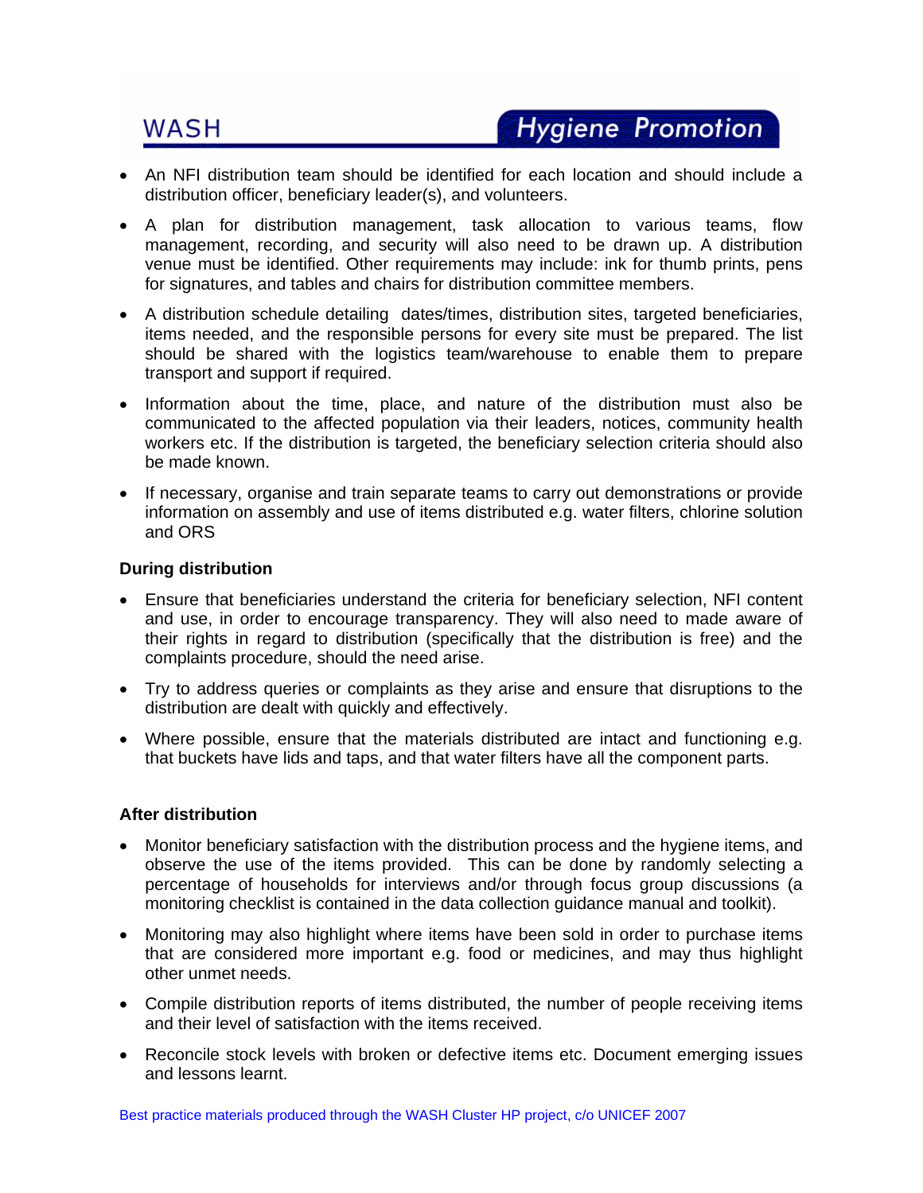- An NFI distribution team should be identified for each location and should include a distribution officer, beneficiary leader(s), and volunteers.
- A plan for distribution management, task allocation to various teams, flow management, recording, and security will also need to be drawn up. A distribution venue must be identified. Other requirements may include: ink for thumb prints, pens for signatures, and tables and chairs for distribution committee members.
- A distribution schedule detailing dates/times, distribution sites, targeted beneficiaries, items needed, and the responsible persons for every site must be prepared. The list should be shared with the logistics team/warehouse to enable them to prepare transport and support if required.
- Information about the time, place, and nature of the distribution must also be communicated to the affected population via their leaders, notices, community health workers etc. If the distribution is targeted, the beneficiary selection criteria should also be made known.
- If necessary, organise and train separate teams to carry out demonstrations or provide information on assembly and use of items distributed e.g. water filters, chlorine solution and ORS

**During distribution**

- Ensure that beneficiaries understand the criteria for beneficiary selection, NFI content and use, in order to encourage transparency. They will also need to made aware of their rights in regard to distribution (specifically that the distribution is free) and the complaints procedure, should the need arise.
- Try to address queries or complaints as they arise and ensure that disruptions to the distribution are dealt with quickly and effectively.
- Where possible, ensure that the materials distributed are intact and functioning e.g. that buckets have lids and taps, and that water filters have all the component parts.

**After distribution**

- Monitor beneficiary satisfaction with the distribution process and the hygiene items, and observe the use of the items provided. This can be done by randomly selecting a percentage of households for interviews and/or through focus group discussions (a monitoring checklist is contained in the data collection guidance manual and toolkit).
- Monitoring may also highlight where items have been sold in order to purchase items that are considered more important e.g. food or medicines, and may thus highlight other unmet needs.
- Compile distribution reports of items distributed, the number of people receiving items and their level of satisfaction with the items received.
- Reconcile stock levels with broken or defective items etc. Document emerging issues and lessons learnt.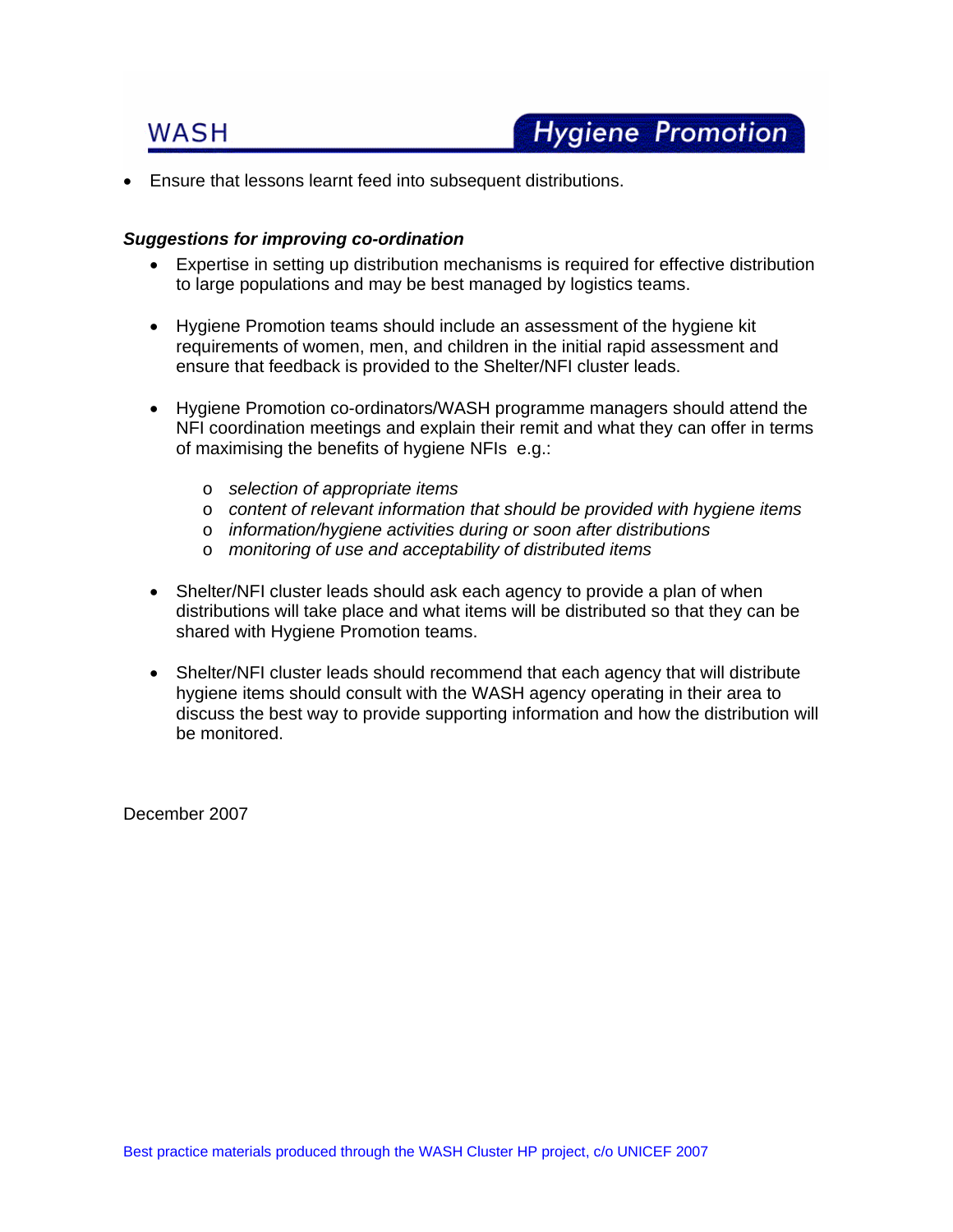- Ensure that lessons learnt feed into subsequent distributions.

***Suggestions for improving co-ordination***

- Expertise in setting up distribution mechanisms is required for effective distribution to large populations and may be best managed by logistics teams.

- Hygiene Promotion teams should include an assessment of the hygiene kit requirements of women, men, and children in the initial rapid assessment and ensure that feedback is provided to the Shelter/NFI cluster leads.

- Hygiene Promotion co-ordinators/WASH programme managers should attend the NFI coordination meetings and explain their remit and what they can offer in terms of maximising the benefits of hygiene NFIs e.g.:

    - *selection of appropriate items*
    - *content of relevant information that should be provided with hygiene items*
    - *information/hygiene activities during or soon after distributions*
    - *monitoring of use and acceptability of distributed items*

- Shelter/NFI cluster leads should ask each agency to provide a plan of when distributions will take place and what items will be distributed so that they can be shared with Hygiene Promotion teams.

- Shelter/NFI cluster leads should recommend that each agency that will distribute hygiene items should consult with the WASH agency operating in their area to discuss the best way to provide supporting information and how the distribution will be monitored.

December 2007